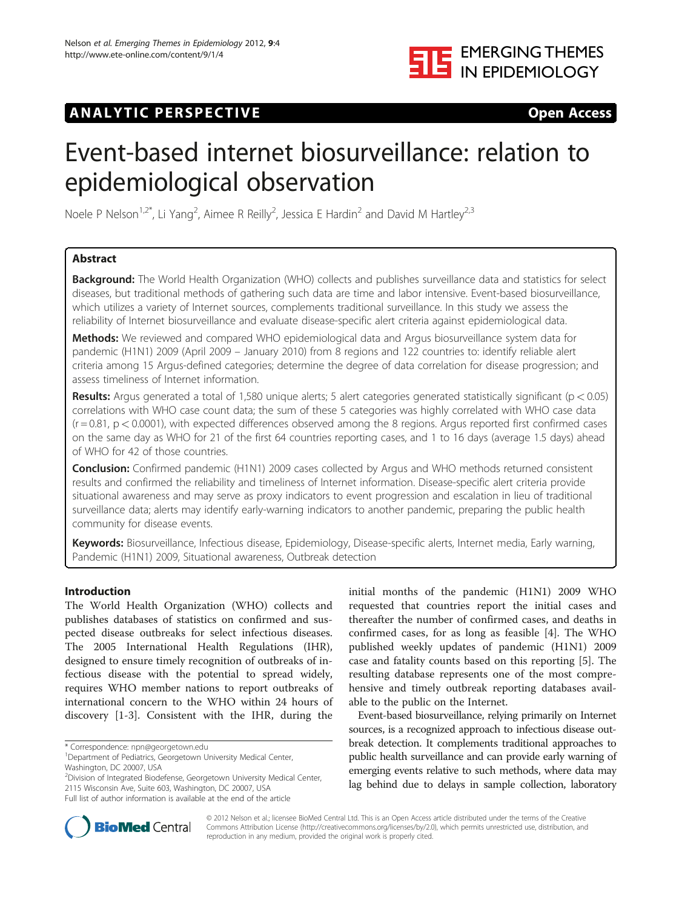ANALYTIC PERSPECTIVE Open Access

# Event-based internet biosurveillance: relation to epidemiological observation

Noele P Nelson[1,2*], Li Yang[2], Aimee R Reilly[2], Jessica E Hardin[2] and David M Hartley[2,3]

## Abstract

**Background:** The World Health Organization (WHO) collects and publishes surveillance data and statistics for select diseases, but traditional methods of gathering such data are time and labor intensive. Event-based biosurveillance, which utilizes a variety of Internet sources, complements traditional surveillance. In this study we assess the reliability of Internet biosurveillance and evaluate disease-specific alert criteria against epidemiological data.

**Methods:** We reviewed and compared WHO epidemiological data and Argus biosurveillance system data for pandemic (H1N1) 2009 (April 2009 – January 2010) from 8 regions and 122 countries to: identify reliable alert criteria among 15 Argus-defined categories; determine the degree of data correlation for disease progression; and assess timeliness of Internet information.

**Results:** Argus generated a total of 1,580 unique alerts; 5 alert categories generated statistically significant ($p < 0.05$) correlations with WHO case count data; the sum of these 5 categories was highly correlated with WHO case data ($r = 0.81$, $p < 0.0001$), with expected differences observed among the 8 regions. Argus reported first confirmed cases on the same day as WHO for 21 of the first 64 countries reporting cases, and 1 to 16 days (average 1.5 days) ahead of WHO for 42 of those countries.

**Conclusion:** Confirmed pandemic (H1N1) 2009 cases collected by Argus and WHO methods returned consistent results and confirmed the reliability and timeliness of Internet information. Disease-specific alert criteria provide situational awareness and may serve as proxy indicators to event progression and escalation in lieu of traditional surveillance data; alerts may identify early-warning indicators to another pandemic, preparing the public health community for disease events.

**Keywords:** Biosurveillance, Infectious disease, Epidemiology, Disease-specific alerts, Internet media, Early warning, Pandemic (H1N1) 2009, Situational awareness, Outbreak detection

## Introduction

The World Health Organization (WHO) collects and publishes databases of statistics on confirmed and suspected disease outbreaks for select infectious diseases. The 2005 International Health Regulations (IHR), designed to ensure timely recognition of outbreaks of infectious disease with the potential to spread widely, requires WHO member nations to report outbreaks of international concern to the WHO within 24 hours of discovery [1-3]. Consistent with the IHR, during the initial months of the pandemic (H1N1) 2009 WHO requested that countries report the initial cases and thereafter the number of confirmed cases, and deaths in confirmed cases, for as long as feasible [4]. The WHO published weekly updates of pandemic (H1N1) 2009 case and fatality counts based on this reporting [5]. The resulting database represents one of the most comprehensive and timely outbreak reporting databases available to the public on the Internet.

Event-based biosurveillance, relying primarily on Internet sources, is a recognized approach to infectious disease outbreak detection. It complements traditional approaches to public health surveillance and can provide early warning of emerging events relative to such methods, where data may lag behind due to delays in sample collection, laboratory

\* Correspondence: npn@georgetown.edu
[1]Department of Pediatrics, Georgetown University Medical Center, Washington, DC 20007, USA
[2]Division of Integrated Biodefense, Georgetown University Medical Center, 2115 Wisconsin Ave, Suite 603, Washington, DC 20007, USA
Full list of author information is available at the end of the article

© 2012 Nelson et al.; licensee BioMed Central Ltd. This is an Open Access article distributed under the terms of the Creative Commons Attribution License (http://creativecommons.org/licenses/by/2.0), which permits unrestricted use, distribution, and reproduction in any medium, provided the original work is properly cited.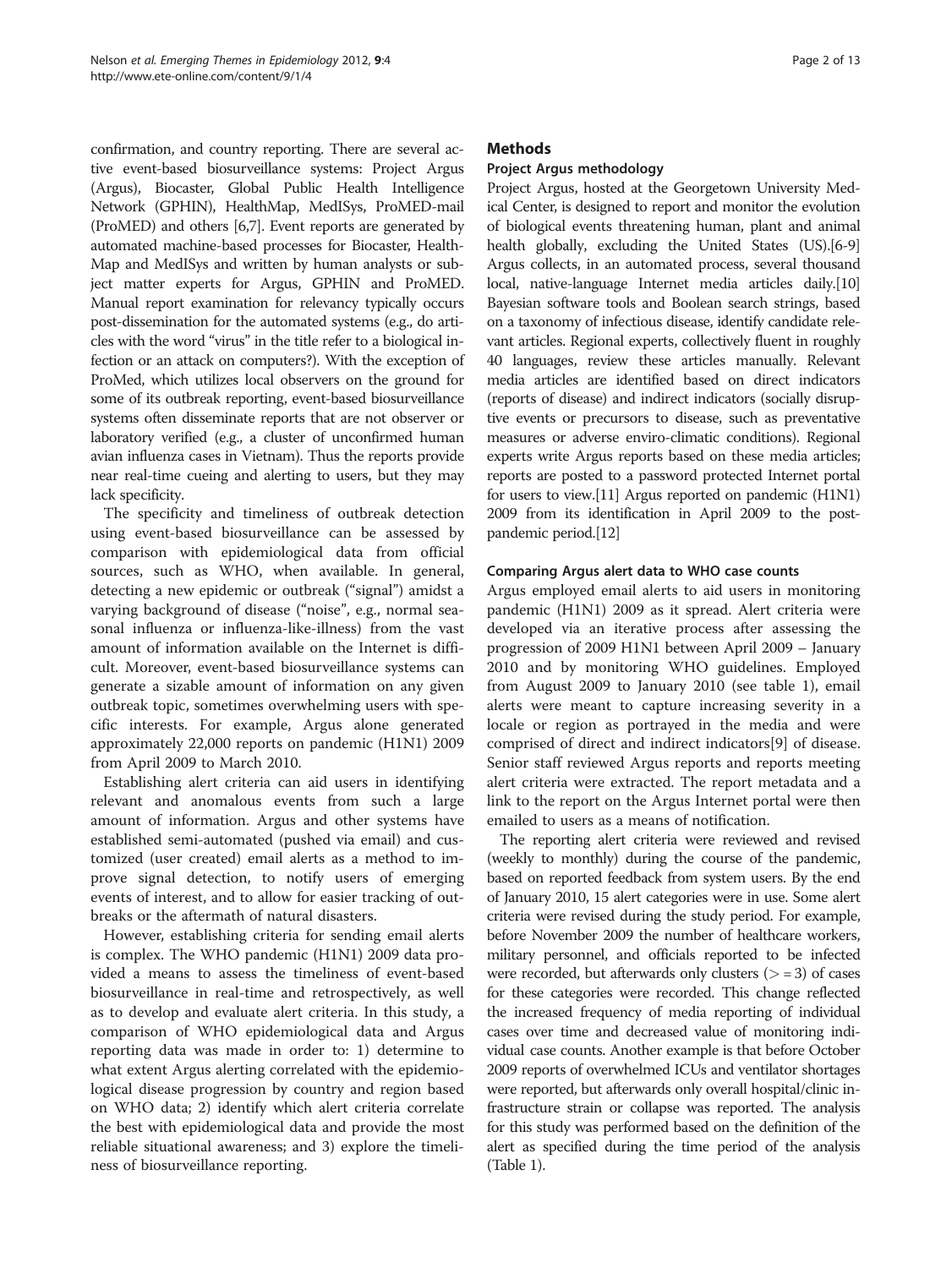confirmation, and country reporting. There are several active event-based biosurveillance systems: Project Argus (Argus), Biocaster, Global Public Health Intelligence Network (GPHIN), HealthMap, MedISys, ProMED-mail (ProMED) and others [6,7]. Event reports are generated by automated machine-based processes for Biocaster, HealthMap and MedISys and written by human analysts or subject matter experts for Argus, GPHIN and ProMED. Manual report examination for relevancy typically occurs post-dissemination for the automated systems (e.g., do articles with the word "virus" in the title refer to a biological infection or an attack on computers?). With the exception of ProMed, which utilizes local observers on the ground for some of its outbreak reporting, event-based biosurveillance systems often disseminate reports that are not observer or laboratory verified (e.g., a cluster of unconfirmed human avian influenza cases in Vietnam). Thus the reports provide near real-time cueing and alerting to users, but they may lack specificity.

The specificity and timeliness of outbreak detection using event-based biosurveillance can be assessed by comparison with epidemiological data from official sources, such as WHO, when available. In general, detecting a new epidemic or outbreak ("signal") amidst a varying background of disease ("noise", e.g., normal seasonal influenza or influenza-like-illness) from the vast amount of information available on the Internet is difficult. Moreover, event-based biosurveillance systems can generate a sizable amount of information on any given outbreak topic, sometimes overwhelming users with specific interests. For example, Argus alone generated approximately 22,000 reports on pandemic (H1N1) 2009 from April 2009 to March 2010.

Establishing alert criteria can aid users in identifying relevant and anomalous events from such a large amount of information. Argus and other systems have established semi-automated (pushed via email) and customized (user created) email alerts as a method to improve signal detection, to notify users of emerging events of interest, and to allow for easier tracking of outbreaks or the aftermath of natural disasters.

However, establishing criteria for sending email alerts is complex. The WHO pandemic (H1N1) 2009 data provided a means to assess the timeliness of event-based biosurveillance in real-time and retrospectively, as well as to develop and evaluate alert criteria. In this study, a comparison of WHO epidemiological data and Argus reporting data was made in order to: 1) determine to what extent Argus alerting correlated with the epidemiological disease progression by country and region based on WHO data; 2) identify which alert criteria correlate the best with epidemiological data and provide the most reliable situational awareness; and 3) explore the timeliness of biosurveillance reporting.

## Methods

### Project Argus methodology

Project Argus, hosted at the Georgetown University Medical Center, is designed to report and monitor the evolution of biological events threatening human, plant and animal health globally, excluding the United States (US).[6-9] Argus collects, in an automated process, several thousand local, native-language Internet media articles daily.[10] Bayesian software tools and Boolean search strings, based on a taxonomy of infectious disease, identify candidate relevant articles. Regional experts, collectively fluent in roughly 40 languages, review these articles manually. Relevant media articles are identified based on direct indicators (reports of disease) and indirect indicators (socially disruptive events or precursors to disease, such as preventative measures or adverse enviro-climatic conditions). Regional experts write Argus reports based on these media articles; reports are posted to a password protected Internet portal for users to view.[11] Argus reported on pandemic (H1N1) 2009 from its identification in April 2009 to the post-pandemic period.[12]

### Comparing Argus alert data to WHO case counts

Argus employed email alerts to aid users in monitoring pandemic (H1N1) 2009 as it spread. Alert criteria were developed via an iterative process after assessing the progression of 2009 H1N1 between April 2009 – January 2010 and by monitoring WHO guidelines. Employed from August 2009 to January 2010 (see table 1), email alerts were meant to capture increasing severity in a locale or region as portrayed in the media and were comprised of direct and indirect indicators[9] of disease. Senior staff reviewed Argus reports and reports meeting alert criteria were extracted. The report metadata and a link to the report on the Argus Internet portal were then emailed to users as a means of notification.

The reporting alert criteria were reviewed and revised (weekly to monthly) during the course of the pandemic, based on reported feedback from system users. By the end of January 2010, 15 alert categories were in use. Some alert criteria were revised during the study period. For example, before November 2009 the number of healthcare workers, military personnel, and officials reported to be infected were recorded, but afterwards only clusters ($> = 3$) of cases for these categories were recorded. This change reflected the increased frequency of media reporting of individual cases over time and decreased value of monitoring individual case counts. Another example is that before October 2009 reports of overwhelmed ICUs and ventilator shortages were reported, but afterwards only overall hospital/clinic infrastructure strain or collapse was reported. The analysis for this study was performed based on the definition of the alert as specified during the time period of the analysis (Table 1).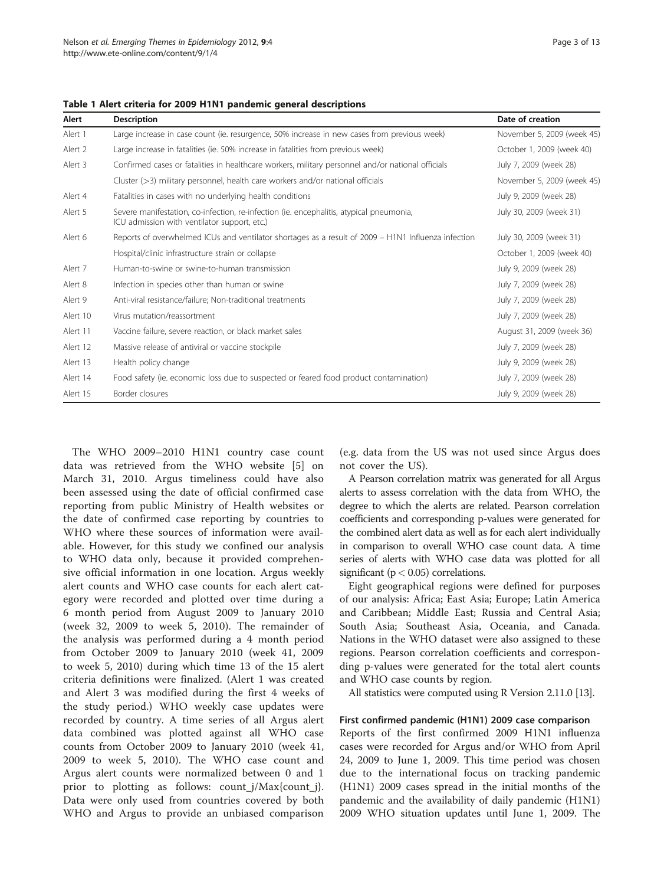**Table 1 Alert criteria for 2009 H1N1 pandemic general descriptions**

| Alert | Description | Date of creation |
| --- | --- | --- |
| Alert 1 | Large increase in case count (ie. resurgence, 50% increase in new cases from previous week) | November 5, 2009 (week 45) |
| Alert 2 | Large increase in fatalities (ie. 50% increase in fatalities from previous week) | October 1, 2009 (week 40) |
| Alert 3 | Confirmed cases or fatalities in healthcare workers, military personnel and/or national officials | July 7, 2009 (week 28) |
| | Cluster (>3) military personnel, health care workers and/or national officials | November 5, 2009 (week 45) |
| Alert 4 | Fatalities in cases with no underlying health conditions | July 9, 2009 (week 28) |
| Alert 5 | Severe manifestation, co-infection, re-infection (ie. encephalitis, atypical pneumonia, ICU admission with ventilator support, etc.) | July 30, 2009 (week 31) |
| Alert 6 | Reports of overwhelmed ICUs and ventilator shortages as a result of 2009 – H1N1 Influenza infection | July 30, 2009 (week 31) |
| | Hospital/clinic infrastructure strain or collapse | October 1, 2009 (week 40) |
| Alert 7 | Human-to-swine or swine-to-human transmission | July 9, 2009 (week 28) |
| Alert 8 | Infection in species other than human or swine | July 7, 2009 (week 28) |
| Alert 9 | Anti-viral resistance/failure; Non-traditional treatments | July 7, 2009 (week 28) |
| Alert 10 | Virus mutation/reassortment | July 7, 2009 (week 28) |
| Alert 11 | Vaccine failure, severe reaction, or black market sales | August 31, 2009 (week 36) |
| Alert 12 | Massive release of antiviral or vaccine stockpile | July 7, 2009 (week 28) |
| Alert 13 | Health policy change | July 9, 2009 (week 28) |
| Alert 14 | Food safety (ie. economic loss due to suspected or feared food product contamination) | July 7, 2009 (week 28) |
| Alert 15 | Border closures | July 9, 2009 (week 28) |

The WHO 2009–2010 H1N1 country case count data was retrieved from the WHO website [5] on March 31, 2010. Argus timeliness could have also been assessed using the date of official confirmed case reporting from public Ministry of Health websites or the date of confirmed case reporting by countries to WHO where these sources of information were available. However, for this study we confined our analysis to WHO data only, because it provided comprehensive official information in one location. Argus weekly alert counts and WHO case counts for each alert category were recorded and plotted over time during a 6 month period from August 2009 to January 2010 (week 32, 2009 to week 5, 2010). The remainder of the analysis was performed during a 4 month period from October 2009 to January 2010 (week 41, 2009 to week 5, 2010) during which time 13 of the 15 alert criteria definitions were finalized. (Alert 1 was created and Alert 3 was modified during the first 4 weeks of the study period.) WHO weekly case updates were recorded by country. A time series of all Argus alert data combined was plotted against all WHO case counts from October 2009 to January 2010 (week 41, 2009 to week 5, 2010). The WHO case count and Argus alert counts were normalized between 0 and 1 prior to plotting as follows: $count_j/Max\{count_j\}$. Data were only used from countries covered by both WHO and Argus to provide an unbiased comparison (e.g. data from the US was not used since Argus does not cover the US).

A Pearson correlation matrix was generated for all Argus alerts to assess correlation with the data from WHO, the degree to which the alerts are related. Pearson correlation coefficients and corresponding p-values were generated for the combined alert data as well as for each alert individually in comparison to overall WHO case count data. A time series of alerts with WHO case data was plotted for all significant ($p < 0.05$) correlations.

Eight geographical regions were defined for purposes of our analysis: Africa; East Asia; Europe; Latin America and Caribbean; Middle East; Russia and Central Asia; South Asia; Southeast Asia, Oceania, and Canada. Nations in the WHO dataset were also assigned to these regions. Pearson correlation coefficients and corresponding p-values were generated for the total alert counts and WHO case counts by region.

All statistics were computed using R Version 2.11.0 [13].

#### First confirmed pandemic (H1N1) 2009 case comparison

Reports of the first confirmed 2009 H1N1 influenza cases were recorded for Argus and/or WHO from April 24, 2009 to June 1, 2009. This time period was chosen due to the international focus on tracking pandemic (H1N1) 2009 cases spread in the initial months of the pandemic and the availability of daily pandemic (H1N1) 2009 WHO situation updates until June 1, 2009. The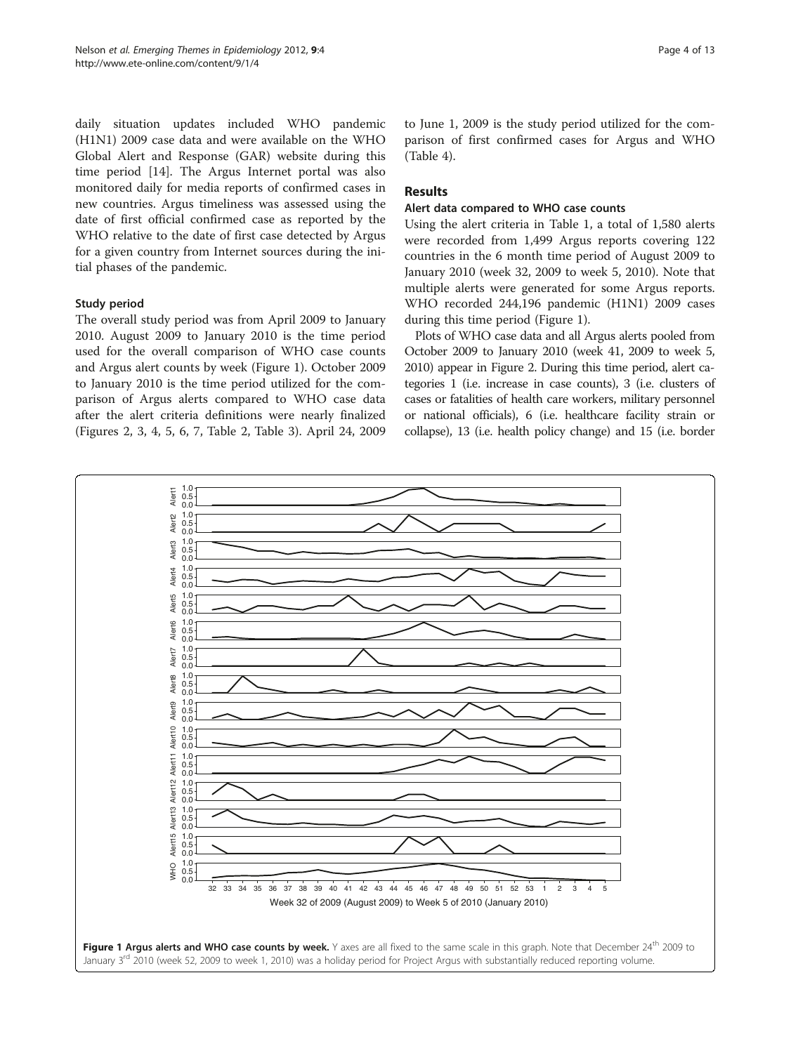daily situation updates included WHO pandemic (H1N1) 2009 case data and were available on the WHO Global Alert and Response (GAR) website during this time period [14]. The Argus Internet portal was also monitored daily for media reports of confirmed cases in new countries. Argus timeliness was assessed using the date of first official confirmed case as reported by the WHO relative to the date of first case detected by Argus for a given country from Internet sources during the initial phases of the pandemic.

### Study period

The overall study period was from April 2009 to January 2010. August 2009 to January 2010 is the time period used for the overall comparison of WHO case counts and Argus alert counts by week (Figure 1). October 2009 to January 2010 is the time period utilized for the comparison of Argus alerts compared to WHO case data after the alert criteria definitions were nearly finalized (Figures 2, 3, 4, 5, 6, 7, Table 2, Table 3). April 24, 2009 to June 1, 2009 is the study period utilized for the comparison of first confirmed cases for Argus and WHO (Table 4).

## Results

### Alert data compared to WHO case counts

Using the alert criteria in Table 1, a total of 1,580 alerts were recorded from 1,499 Argus reports covering 122 countries in the 6 month time period of August 2009 to January 2010 (week 32, 2009 to week 5, 2010). Note that multiple alerts were generated for some Argus reports. WHO recorded 244,196 pandemic (H1N1) 2009 cases during this time period (Figure 1).

Plots of WHO case data and all Argus alerts pooled from October 2009 to January 2010 (week 41, 2009 to week 5, 2010) appear in Figure 2. During this time period, alert categories 1 (i.e. increase in case counts), 3 (i.e. clusters of cases or fatalities of health care workers, military personnel or national officials), 6 (i.e. healthcare facility strain or collapse), 13 (i.e. health policy change) and 15 (i.e. border

**Figure 1 Argus alerts and WHO case counts by week.** Y axes are all fixed to the same scale in this graph. Note that December 24th 2009 to January 3rd 2010 (week 52, 2009 to week 1, 2010) was a holiday period for Project Argus with substantially reduced reporting volume.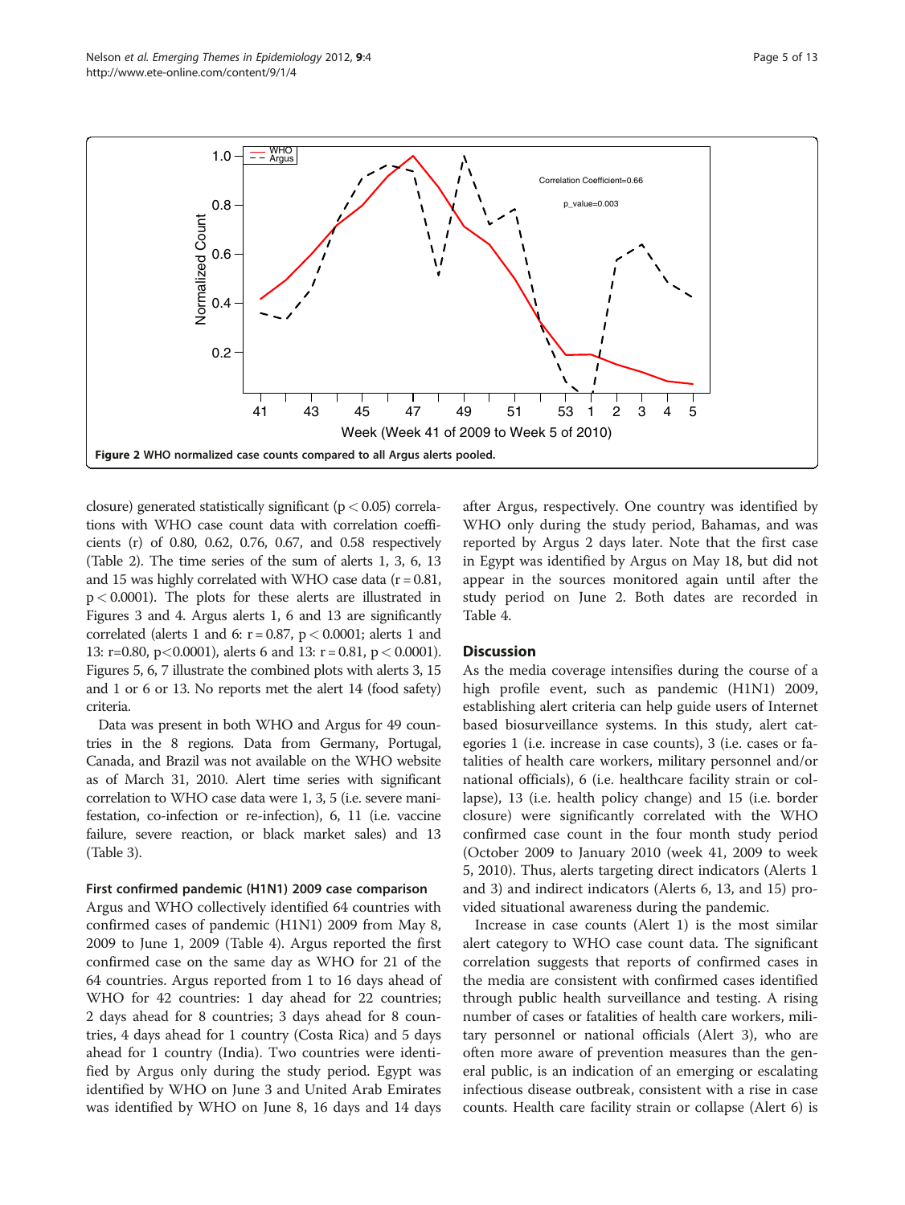Figure 2 WHO normalized case counts compared to all Argus alerts pooled.

closure) generated statistically significant ($p < 0.05$) correlations with WHO case count data with correlation coefficients (r) of 0.80, 0.62, 0.76, 0.67, and 0.58 respectively (Table 2). The time series of the sum of alerts 1, 3, 6, 13 and 15 was highly correlated with WHO case data ($r = 0.81$, $p < 0.0001$). The plots for these alerts are illustrated in Figures 3 and 4. Argus alerts 1, 6 and 13 are significantly correlated (alerts 1 and 6: $r = 0.87$, $p < 0.0001$; alerts 1 and 13: $r=0.80$, $p<0.0001$), alerts 6 and 13: $r = 0.81$, $p < 0.0001$). Figures 5, 6, 7 illustrate the combined plots with alerts 3, 15 and 1 or 6 or 13. No reports met the alert 14 (food safety) criteria.

Data was present in both WHO and Argus for 49 countries in the 8 regions. Data from Germany, Portugal, Canada, and Brazil was not available on the WHO website as of March 31, 2010. Alert time series with significant correlation to WHO case data were 1, 3, 5 (i.e. severe manifestation, co-infection or re-infection), 6, 11 (i.e. vaccine failure, severe reaction, or black market sales) and 13 (Table 3).

#### First confirmed pandemic (H1N1) 2009 case comparison

Argus and WHO collectively identified 64 countries with confirmed cases of pandemic (H1N1) 2009 from May 8, 2009 to June 1, 2009 (Table 4). Argus reported the first confirmed case on the same day as WHO for 21 of the 64 countries. Argus reported from 1 to 16 days ahead of WHO for 42 countries: 1 day ahead for 22 countries; 2 days ahead for 8 countries; 3 days ahead for 8 countries, 4 days ahead for 1 country (Costa Rica) and 5 days ahead for 1 country (India). Two countries were identified by Argus only during the study period. Egypt was identified by WHO on June 3 and United Arab Emirates was identified by WHO on June 8, 16 days and 14 days after Argus, respectively. One country was identified by WHO only during the study period, Bahamas, and was reported by Argus 2 days later. Note that the first case in Egypt was identified by Argus on May 18, but did not appear in the sources monitored again until after the study period on June 2. Both dates are recorded in Table 4.

## Discussion

As the media coverage intensifies during the course of a high profile event, such as pandemic (H1N1) 2009, establishing alert criteria can help guide users of Internet based biosurveillance systems. In this study, alert categories 1 (i.e. increase in case counts), 3 (i.e. cases or fatalities of health care workers, military personnel and/or national officials), 6 (i.e. healthcare facility strain or collapse), 13 (i.e. health policy change) and 15 (i.e. border closure) were significantly correlated with the WHO confirmed case count in the four month study period (October 2009 to January 2010 (week 41, 2009 to week 5, 2010). Thus, alerts targeting direct indicators (Alerts 1 and 3) and indirect indicators (Alerts 6, 13, and 15) provided situational awareness during the pandemic.

Increase in case counts (Alert 1) is the most similar alert category to WHO case count data. The significant correlation suggests that reports of confirmed cases in the media are consistent with confirmed cases identified through public health surveillance and testing. A rising number of cases or fatalities of health care workers, military personnel or national officials (Alert 3), who are often more aware of prevention measures than the general public, is an indication of an emerging or escalating infectious disease outbreak, consistent with a rise in case counts. Health care facility strain or collapse (Alert 6) is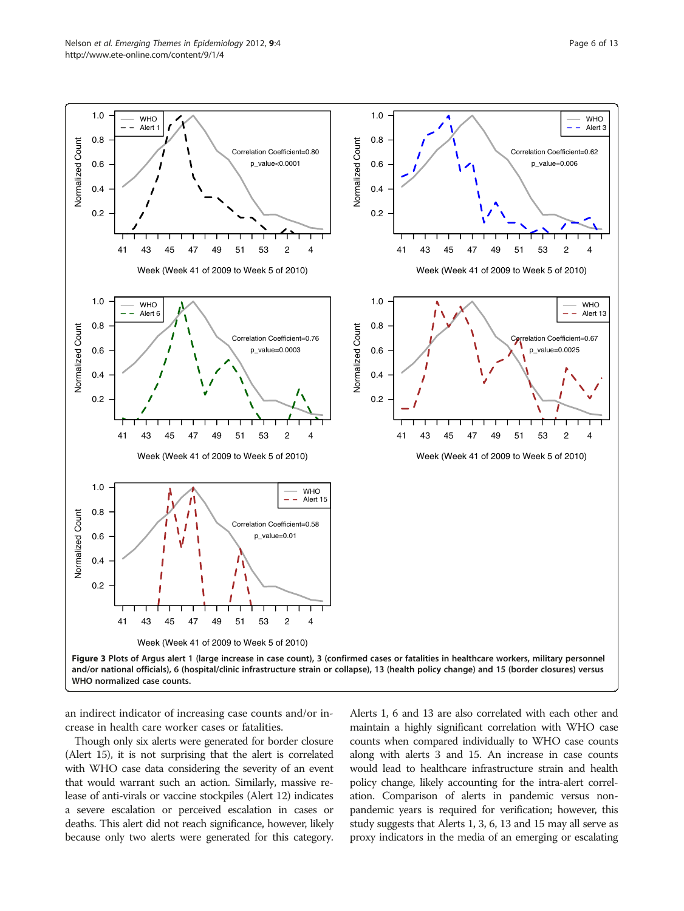**Figure 3 Plots of Argus alert 1 (large increase in case count), 3 (confirmed cases or fatalities in healthcare workers, military personnel and/or national officials), 6 (hospital/clinic infrastructure strain or collapse), 13 (health policy change) and 15 (border closures) versus WHO normalized case counts.**

an indirect indicator of increasing case counts and/or increase in health care worker cases or fatalities.

Though only six alerts were generated for border closure (Alert 15), it is not surprising that the alert is correlated with WHO case data considering the severity of an event that would warrant such an action. Similarly, massive release of anti-virals or vaccine stockpiles (Alert 12) indicates a severe escalation or perceived escalation in cases or deaths. This alert did not reach significance, however, likely because only two alerts were generated for this category. Alerts 1, 6 and 13 are also correlated with each other and maintain a highly significant correlation with WHO case counts when compared individually to WHO case counts along with alerts 3 and 15. An increase in case counts would lead to healthcare infrastructure strain and health policy change, likely accounting for the intra-alert correlation. Comparison of alerts in pandemic versus non-pandemic years is required for verification; however, this study suggests that Alerts 1, 3, 6, 13 and 15 may all serve as proxy indicators in the media of an emerging or escalating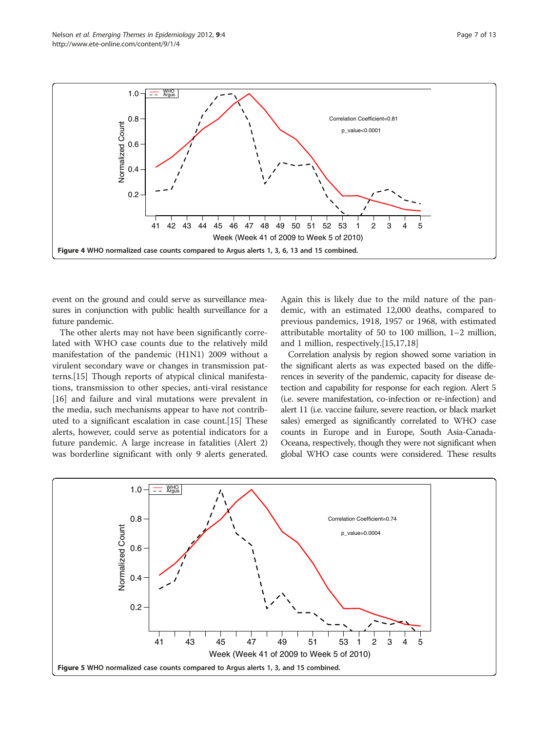Figure 4 WHO normalized case counts compared to Argus alerts 1, 3, 6, 13 and 15 combined.

event on the ground and could serve as surveillance measures in conjunction with public health surveillance for a future pandemic.

The other alerts may not have been significantly correlated with WHO case counts due to the relatively mild manifestation of the pandemic (H1N1) 2009 without a virulent secondary wave or changes in transmission patterns.[15] Though reports of atypical clinical manifestations, transmission to other species, anti-viral resistance [16] and failure and viral mutations were prevalent in the media, such mechanisms appear to have not contributed to a significant escalation in case count.[15] These alerts, however, could serve as potential indicators for a future pandemic. A large increase in fatalities (Alert 2) was borderline significant with only 9 alerts generated. Again this is likely due to the mild nature of the pandemic, with an estimated 12,000 deaths, compared to previous pandemics, 1918, 1957 or 1968, with estimated attributable mortality of 50 to 100 million, 1–2 million, and 1 million, respectively.[15,17,18]

Correlation analysis by region showed some variation in the significant alerts as was expected based on the differences in severity of the pandemic, capacity for disease detection and capability for response for each region. Alert 5 (i.e. severe manifestation, co-infection or re-infection) and alert 11 (i.e. vaccine failure, severe reaction, or black market sales) emerged as significantly correlated to WHO case counts in Europe and in Europe, South Asia-Canada-Oceana, respectively, though they were not significant when global WHO case counts were considered. These results

Figure 5 WHO normalized case counts compared to Argus alerts 1, 3, and 15 combined.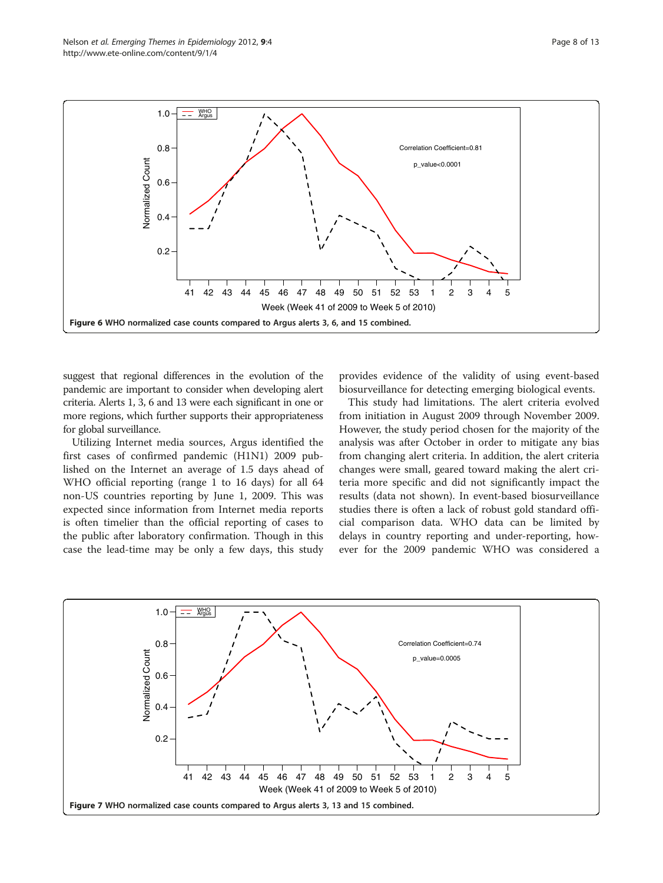**Figure 6** WHO normalized case counts compared to Argus alerts 3, 6, and 15 combined.

suggest that regional differences in the evolution of the pandemic are important to consider when developing alert criteria. Alerts 1, 3, 6 and 13 were each significant in one or more regions, which further supports their appropriateness for global surveillance.

Utilizing Internet media sources, Argus identified the first cases of confirmed pandemic (H1N1) 2009 published on the Internet an average of 1.5 days ahead of WHO official reporting (range 1 to 16 days) for all 64 non-US countries reporting by June 1, 2009. This was expected since information from Internet media reports is often timelier than the official reporting of cases to the public after laboratory confirmation. Though in this case the lead-time may be only a few days, this study provides evidence of the validity of using event-based biosurveillance for detecting emerging biological events.

This study had limitations. The alert criteria evolved from initiation in August 2009 through November 2009. However, the study period chosen for the majority of the analysis was after October in order to mitigate any bias from changing alert criteria. In addition, the alert criteria changes were small, geared toward making the alert criteria more specific and did not significantly impact the results (data not shown). In event-based biosurveillance studies there is often a lack of robust gold standard official comparison data. WHO data can be limited by delays in country reporting and under-reporting, however for the 2009 pandemic WHO was considered a

**Figure 7** WHO normalized case counts compared to Argus alerts 3, 13 and 15 combined.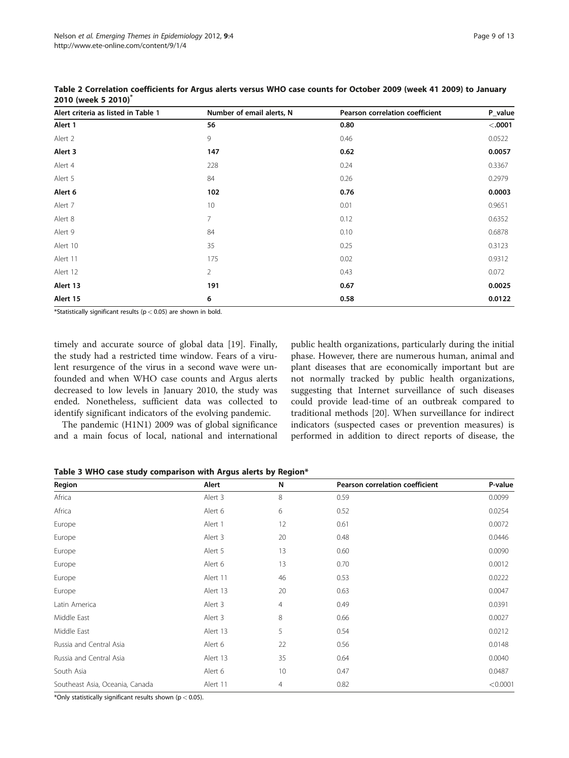**Table 2 Correlation coefficients for Argus alerts versus WHO case counts for October 2009 (week 41 2009) to January 2010 (week 5 2010)***

| Alert criteria as listed in Table 1 | Number of email alerts, N | Pearson correlation coefficient | P_value |
|---|---|---|---|
| **Alert 1** | **56** | **0.80** | **<.0001** |
| Alert 2 | 9 | 0.46 | 0.0522 |
| **Alert 3** | **147** | **0.62** | **0.0057** |
| Alert 4 | 228 | 0.24 | 0.3367 |
| Alert 5 | 84 | 0.26 | 0.2979 |
| **Alert 6** | **102** | **0.76** | **0.0003** |
| Alert 7 | 10 | 0.01 | 0.9651 |
| Alert 8 | 7 | 0.12 | 0.6352 |
| Alert 9 | 84 | 0.10 | 0.6878 |
| Alert 10 | 35 | 0.25 | 0.3123 |
| Alert 11 | 175 | 0.02 | 0.9312 |
| Alert 12 | 2 | 0.43 | 0.072 |
| **Alert 13** | **191** | **0.67** | **0.0025** |
| **Alert 15** | **6** | **0.58** | **0.0122** |

*Statistically significant results ($p < 0.05$) are shown in bold.

timely and accurate source of global data [19]. Finally, the study had a restricted time window. Fears of a virulent resurgence of the virus in a second wave were unfounded and when WHO case counts and Argus alerts decreased to low levels in January 2010, the study was ended. Nonetheless, sufficient data was collected to identify significant indicators of the evolving pandemic.

The pandemic (H1N1) 2009 was of global significance and a main focus of local, national and international public health organizations, particularly during the initial phase. However, there are numerous human, animal and plant diseases that are economically important but are not normally tracked by public health organizations, suggesting that Internet surveillance of such diseases could provide lead-time of an outbreak compared to traditional methods [20]. When surveillance for indirect indicators (suspected cases or prevention measures) is performed in addition to direct reports of disease, the

**Table 3 WHO case study comparison with Argus alerts by Region***

| Region | Alert | N | Pearson correlation coefficient | P-value |
|---|---|---|---|---|
| Africa | Alert 3 | 8 | 0.59 | 0.0099 |
| Africa | Alert 6 | 6 | 0.52 | 0.0254 |
| Europe | Alert 1 | 12 | 0.61 | 0.0072 |
| Europe | Alert 3 | 20 | 0.48 | 0.0446 |
| Europe | Alert 5 | 13 | 0.60 | 0.0090 |
| Europe | Alert 6 | 13 | 0.70 | 0.0012 |
| Europe | Alert 11 | 46 | 0.53 | 0.0222 |
| Europe | Alert 13 | 20 | 0.63 | 0.0047 |
| Latin America | Alert 3 | 4 | 0.49 | 0.0391 |
| Middle East | Alert 3 | 8 | 0.66 | 0.0027 |
| Middle East | Alert 13 | 5 | 0.54 | 0.0212 |
| Russia and Central Asia | Alert 6 | 22 | 0.56 | 0.0148 |
| Russia and Central Asia | Alert 13 | 35 | 0.64 | 0.0040 |
| South Asia | Alert 6 | 10 | 0.47 | 0.0487 |
| Southeast Asia, Oceania, Canada | Alert 11 | 4 | 0.82 | <0.0001 |

*Only statistically significant results shown ($p < 0.05$).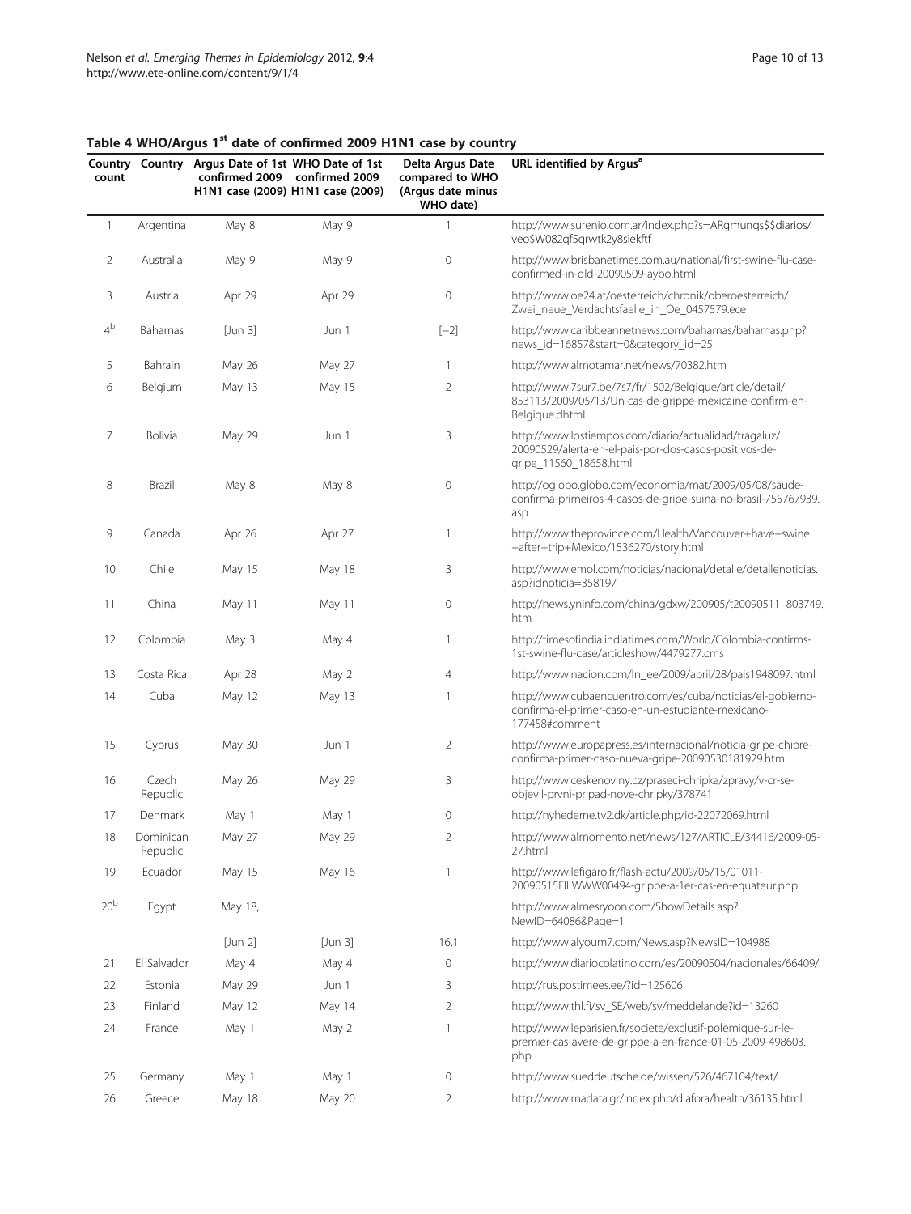**Table 4 WHO/Argus 1st date of confirmed 2009 H1N1 case by country**

| Country count | Country | Argus Date of 1st confirmed 2009 H1N1 case (2009) | WHO Date of 1st confirmed 2009 H1N1 case (2009) | Delta Argus Date compared to WHO (Argus date minus WHO date) | URL identified by Argus[a] |
|---|---|---|---|---|---|
| 1 | Argentina | May 8 | May 9 | 1 | http://www.surenio.com.ar/index.php?s=ARgmunqs$$diarios/veo$W082qf5qrwtk2y8siekftf |
| 2 | Australia | May 9 | May 9 | 0 | http://www.brisbanetimes.com.au/national/first-swine-flu-case-confirmed-in-qld-20090509-aybo.html |
| 3 | Austria | Apr 29 | Apr 29 | 0 | http://www.oe24.at/oesterreich/chronik/oberoesterreich/Zwei_neue_Verdachtsfaelle_in_Oe_0457579.ece |
| 4[b] | Bahamas | [Jun 3] | Jun 1 | [−2] | http://www.caribbeannetnews.com/bahamas/bahamas.php?news_id=16857&start=0&category_id=25 |
| 5 | Bahrain | May 26 | May 27 | 1 | http://www.almotamar.net/news/70382.htm |
| 6 | Belgium | May 13 | May 15 | 2 | http://www.7sur7.be/7s7/fr/1502/Belgique/article/detail/853113/2009/05/13/Un-cas-de-grippe-mexicaine-confirm-en-Belgique.dhtml |
| 7 | Bolivia | May 29 | Jun 1 | 3 | http://www.lostiempos.com/diario/actualidad/tragaluz/20090529/alerta-en-el-pais-por-dos-casos-positivos-de-gripe_11560_18658.html |
| 8 | Brazil | May 8 | May 8 | 0 | http://oglobo.globo.com/economia/mat/2009/05/08/saude-confirma-primeiros-4-casos-de-gripe-suina-no-brasil-755767939.asp |
| 9 | Canada | Apr 26 | Apr 27 | 1 | http://www.theprovince.com/Health/Vancouver+have+swine+after+trip+Mexico/1536270/story.html |
| 10 | Chile | May 15 | May 18 | 3 | http://www.emol.com/noticias/nacional/detalle/detallenoticias.asp?idnoticia=358197 |
| 11 | China | May 11 | May 11 | 0 | http://news.yninfo.com/china/gdxw/200905/t20090511_803749.htm |
| 12 | Colombia | May 3 | May 4 | 1 | http://timesofindia.indiatimes.com/World/Colombia-confirms-1st-swine-flu-case/articleshow/4479277.cms |
| 13 | Costa Rica | Apr 28 | May 2 | 4 | http://www.nacion.com/ln_ee/2009/abril/28/pais1948097.html |
| 14 | Cuba | May 12 | May 13 | 1 | http://www.cubaencuentro.com/es/cuba/noticias/el-gobierno-confirma-el-primer-caso-en-un-estudiante-mexicano-177458#comment |
| 15 | Cyprus | May 30 | Jun 1 | 2 | http://www.europapress.es/internacional/noticia-gripe-chipre-confirma-primer-caso-nueva-gripe-20090530181929.html |
| 16 | Czech Republic | May 26 | May 29 | 3 | http://www.ceskenoviny.cz/praseci-chripka/zpravy/v-cr-se-objevil-prvni-pripad-nove-chripky/378741 |
| 17 | Denmark | May 1 | May 1 | 0 | http://nyhederne.tv2.dk/article.php/id-22072069.html |
| 18 | Dominican Republic | May 27 | May 29 | 2 | http://www.almomento.net/news/127/ARTICLE/34416/2009-05-27.html |
| 19 | Ecuador | May 15 | May 16 | 1 | http://www.lefigaro.fr/flash-actu/2009/05/15/01011-20090515FILWWW00494-grippe-a-1er-cas-en-equateur.php |
| 20[b] | Egypt | May 18, | | | http://www.almesryoon.com/ShowDetails.asp?NewID=64086&Page=1 |
| | | [Jun 2] | [Jun 3] | 16,1 | http://www.alyoum7.com/News.asp?NewsID=104988 |
| 21 | El Salvador | May 4 | May 4 | 0 | http://www.diariocolatino.com/es/20090504/nacionales/66409/ |
| 22 | Estonia | May 29 | Jun 1 | 3 | http://rus.postimees.ee/?id=125606 |
| 23 | Finland | May 12 | May 14 | 2 | http://www.thl.fi/sv_SE/web/sv/meddelande?id=13260 |
| 24 | France | May 1 | May 2 | 1 | http://www.leparisien.fr/societe/exclusif-polemique-sur-le-premier-cas-avere-de-grippe-a-en-france-01-05-2009-498603.php |
| 25 | Germany | May 1 | May 1 | 0 | http://www.sueddeutsche.de/wissen/526/467104/text/ |
| 26 | Greece | May 18 | May 20 | 2 | http://www.madata.gr/index.php/diafora/health/36135.html |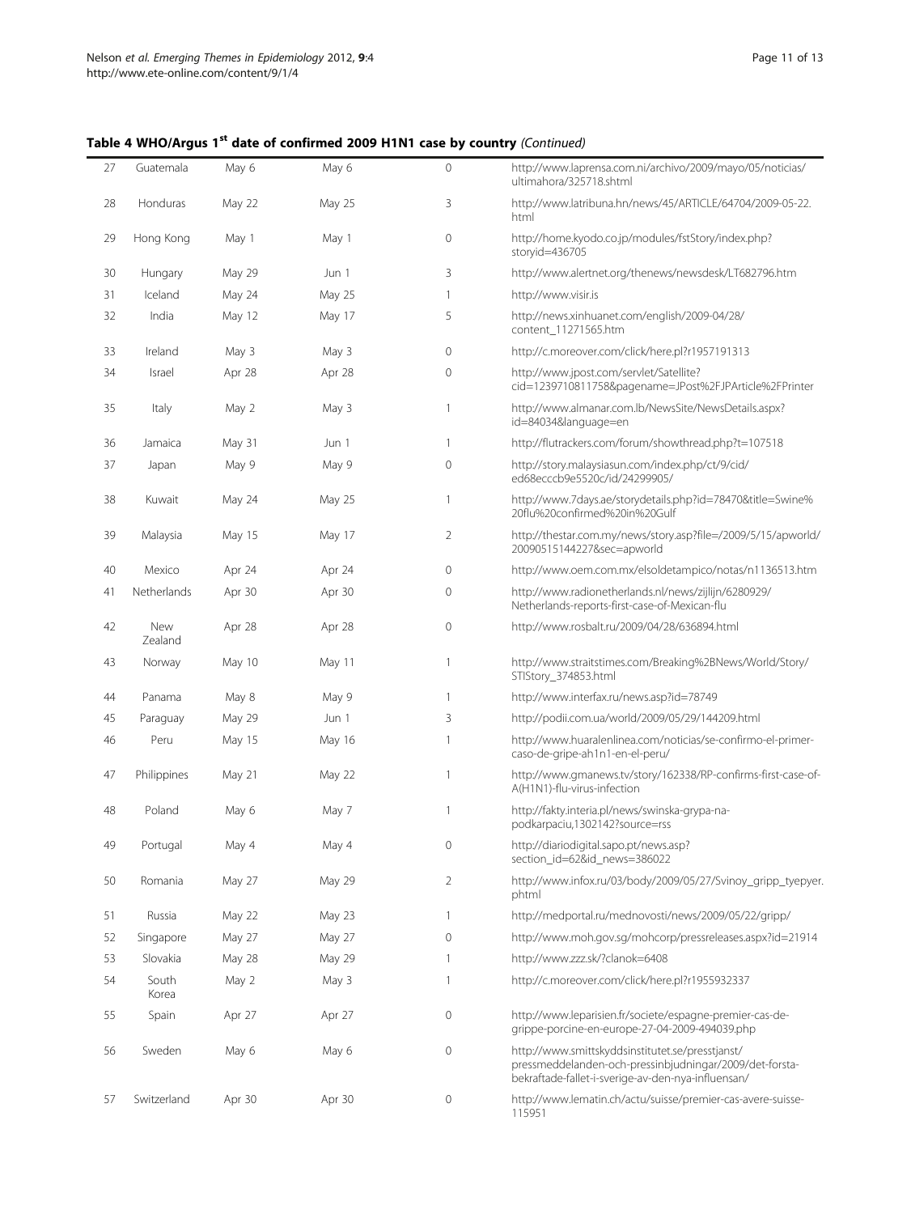**Table 4 WHO/Argus 1[st] date of confirmed 2009 H1N1 case by country** *(Continued)*

| | | | | | |
|---|---|---|---|---|---|
| 27 | Guatemala | May 6 | May 6 | 0 | http://www.laprensa.com.ni/archivo/2009/mayo/05/noticias/ultimahora/325718.shtml |
| 28 | Honduras | May 22 | May 25 | 3 | http://www.latribuna.hn/news/45/ARTICLE/64704/2009-05-22.html |
| 29 | Hong Kong | May 1 | May 1 | 0 | http://home.kyodo.co.jp/modules/fstStory/index.php?storyid=436705 |
| 30 | Hungary | May 29 | Jun 1 | 3 | http://www.alertnet.org/thenews/newsdesk/LT682796.htm |
| 31 | Iceland | May 24 | May 25 | 1 | http://www.visir.is |
| 32 | India | May 12 | May 17 | 5 | http://news.xinhuanet.com/english/2009-04/28/content_11271565.htm |
| 33 | Ireland | May 3 | May 3 | 0 | http://c.moreover.com/click/here.pl?r1957191313 |
| 34 | Israel | Apr 28 | Apr 28 | 0 | http://www.jpost.com/servlet/Satellite?cid=1239710811758&pagename=JPost%2FJPArticle%2FPrinter |
| 35 | Italy | May 2 | May 3 | 1 | http://www.almanar.com.lb/NewsSite/NewsDetails.aspx?id=84034&language=en |
| 36 | Jamaica | May 31 | Jun 1 | 1 | http://flutrackers.com/forum/showthread.php?t=107518 |
| 37 | Japan | May 9 | May 9 | 0 | http://story.malaysiasun.com/index.php/ct/9/cid/ed68ecccb9e5520c/id/24299905/ |
| 38 | Kuwait | May 24 | May 25 | 1 | http://www.7days.ae/storydetails.php?id=78470&title=Swine%20flu%20confirmed%20in%20Gulf |
| 39 | Malaysia | May 15 | May 17 | 2 | http://thestar.com.my/news/story.asp?file=/2009/5/15/apworld/20090515144227&sec=apworld |
| 40 | Mexico | Apr 24 | Apr 24 | 0 | http://www.oem.com.mx/elsoldetampico/notas/n1136513.htm |
| 41 | Netherlands | Apr 30 | Apr 30 | 0 | http://www.radionetherlands.nl/news/zijlijn/6280929/Netherlands-reports-first-case-of-Mexican-flu |
| 42 | New Zealand | Apr 28 | Apr 28 | 0 | http://www.rosbalt.ru/2009/04/28/636894.html |
| 43 | Norway | May 10 | May 11 | 1 | http://www.straitstimes.com/Breaking%2BNews/World/Story/STIStory_374853.html |
| 44 | Panama | May 8 | May 9 | 1 | http://www.interfax.ru/news.asp?id=78749 |
| 45 | Paraguay | May 29 | Jun 1 | 3 | http://podii.com.ua/world/2009/05/29/144209.html |
| 46 | Peru | May 15 | May 16 | 1 | http://www.huaralenlinea.com/noticias/se-confirmo-el-primer-caso-de-gripe-ah1n1-en-el-peru/ |
| 47 | Philippines | May 21 | May 22 | 1 | http://www.gmanews.tv/story/162338/RP-confirms-first-case-of-A(H1N1)-flu-virus-infection |
| 48 | Poland | May 6 | May 7 | 1 | http://fakty.interia.pl/news/swinska-grypa-na-podkarpaciu,1302142?source=rss |
| 49 | Portugal | May 4 | May 4 | 0 | http://diariodigital.sapo.pt/news.asp?section_id=62&id_news=386022 |
| 50 | Romania | May 27 | May 29 | 2 | http://www.infox.ru/03/body/2009/05/27/Svinoy_gripp_tyepyer.phtml |
| 51 | Russia | May 22 | May 23 | 1 | http://medportal.ru/mednovosti/news/2009/05/22/gripp/ |
| 52 | Singapore | May 27 | May 27 | 0 | http://www.moh.gov.sg/mohcorp/pressreleases.aspx?id=21914 |
| 53 | Slovakia | May 28 | May 29 | 1 | http://www.zzz.sk/?clanok=6408 |
| 54 | South Korea | May 2 | May 3 | 1 | http://c.moreover.com/click/here.pl?r1955932337 |
| 55 | Spain | Apr 27 | Apr 27 | 0 | http://www.leparisien.fr/societe/espagne-premier-cas-de-grippe-porcine-en-europe-27-04-2009-494039.php |
| 56 | Sweden | May 6 | May 6 | 0 | http://www.smittskyddsinstitutet.se/presstjanst/pressmeddelanden-och-pressinbjudningar/2009/det-forsta-bekraftade-fallet-i-sverige-av-den-nya-influensan/ |
| 57 | Switzerland | Apr 30 | Apr 30 | 0 | http://www.lematin.ch/actu/suisse/premier-cas-avere-suisse-115951 |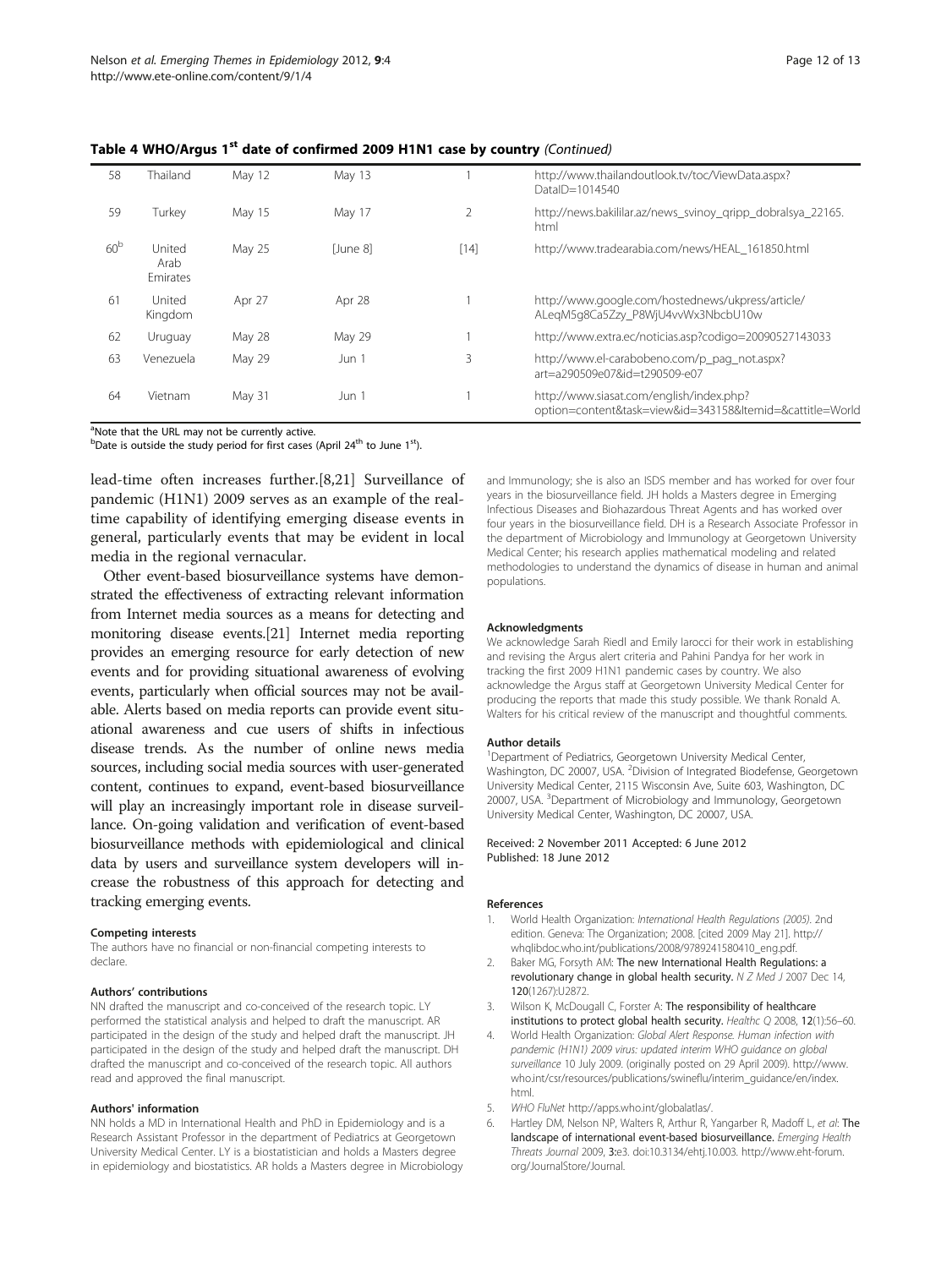**Table 4 WHO/Argus 1st date of confirmed 2009 H1N1 case by country** *(Continued)*

| | | | | | |
|---|---|---|---|---|---|
| 58 | Thailand | May 12 | May 13 | 1 | http://www.thailandoutlook.tv/toc/ViewData.aspx?DataID=1014540 |
| 59 | Turkey | May 15 | May 17 | 2 | http://news.bakililar.az/news_svinoy_qripp_dobralsya_22165.html |
| 60[b] | United Arab Emirates | May 25 | [June 8] | [14] | http://www.tradearabia.com/news/HEAL_161850.html |
| 61 | United Kingdom | Apr 27 | Apr 28 | 1 | http://www.google.com/hostednews/ukpress/article/ALeqM5g8Ca5Zzy_P8WjU4vvWx3NbcbU10w |
| 62 | Uruguay | May 28 | May 29 | 1 | http://www.extra.ec/noticias.asp?codigo=20090527143033 |
| 63 | Venezuela | May 29 | Jun 1 | 3 | http://www.el-carabobeno.com/p_pag_not.aspx?art=a290509e07&id=t290509-e07 |
| 64 | Vietnam | May 31 | Jun 1 | 1 | http://www.siasat.com/english/index.php?option=content&task=view&id=343158&Itemid=&cattitle=World |

[a]Note that the URL may not be currently active.
[b]Date is outside the study period for first cases (April 24th to June 1st).

lead-time often increases further.[8,21] Surveillance of pandemic (H1N1) 2009 serves as an example of the real-time capability of identifying emerging disease events in general, particularly events that may be evident in local media in the regional vernacular.

Other event-based biosurveillance systems have demonstrated the effectiveness of extracting relevant information from Internet media sources as a means for detecting and monitoring disease events.[21] Internet media reporting provides an emerging resource for early detection of new events and for providing situational awareness of evolving events, particularly when official sources may not be available. Alerts based on media reports can provide event situational awareness and cue users of shifts in infectious disease trends. As the number of online news media sources, including social media sources with user-generated content, continues to expand, event-based biosurveillance will play an increasingly important role in disease surveillance. On-going validation and verification of event-based biosurveillance methods with epidemiological and clinical data by users and surveillance system developers will increase the robustness of this approach for detecting and tracking emerging events.

#### Competing interests
The authors have no financial or non-financial competing interests to declare.

#### Authors' contributions
NN drafted the manuscript and co-conceived of the research topic. LY performed the statistical analysis and helped to draft the manuscript. AR participated in the design of the study and helped draft the manuscript. JH participated in the design of the study and helped draft the manuscript. DH drafted the manuscript and co-conceived of the research topic. All authors read and approved the final manuscript.

#### Authors' information
NN holds a MD in International Health and PhD in Epidemiology and is a Research Assistant Professor in the department of Pediatrics at Georgetown University Medical Center. LY is a biostatistician and holds a Masters degree in epidemiology and biostatistics. AR holds a Masters degree in Microbiology and Immunology; she is also an ISDS member and has worked for over four years in the biosurveillance field. JH holds a Masters degree in Emerging Infectious Diseases and Biohazardous Threat Agents and has worked over four years in the biosurveillance field. DH is a Research Associate Professor in the department of Microbiology and Immunology at Georgetown University Medical Center; his research applies mathematical modeling and related methodologies to understand the dynamics of disease in human and animal populations.

#### Acknowledgments
We acknowledge Sarah Riedl and Emily Iarocci for their work in establishing and revising the Argus alert criteria and Pahini Pandya for her work in tracking the first 2009 H1N1 pandemic cases by country. We also acknowledge the Argus staff at Georgetown University Medical Center for producing the reports that made this study possible. We thank Ronald A. Walters for his critical review of the manuscript and thoughtful comments.

#### Author details
[1]Department of Pediatrics, Georgetown University Medical Center, Washington, DC 20007, USA. [2]Division of Integrated Biodefense, Georgetown University Medical Center, 2115 Wisconsin Ave, Suite 603, Washington, DC 20007, USA. [3]Department of Microbiology and Immunology, Georgetown University Medical Center, Washington, DC 20007, USA.

Received: 2 November 2011 Accepted: 6 June 2012
Published: 18 June 2012

#### References
1. World Health Organization: *International Health Regulations (2005).* 2nd edition. Geneva: The Organization; 2008. [cited 2009 May 21]. http://whqlibdoc.who.int/publications/2008/9789241580410_eng.pdf.
2. Baker MG, Forsyth AM: **The new International Health Regulations: a revolutionary change in global health security.** *N Z Med J* 2007 Dec 14, **120**(1267):U2872.
3. Wilson K, McDougall C, Forster A: **The responsibility of healthcare institutions to protect global health security.** *Healthc Q* 2008, **12**(1):56–60.
4. World Health Organization: *Global Alert Response. Human infection with pandemic (H1N1) 2009 virus: updated interim WHO guidance on global surveillance* 10 July 2009. (originally posted on 29 April 2009). http://www.who.int/csr/resources/publications/swineflu/interim_guidance/en/index.html.
5. *WHO FluNet* http://apps.who.int/globalatlas/.
6. Hartley DM, Nelson NP, Walters R, Arthur R, Yangarber R, Madoff L, *et al*: **The landscape of international event-based biosurveillance.** *Emerging Health Threats Journal* 2009, **3:**e3. doi:10.3134/ehtj.10.003. http://www.eht-forum.org/JournalStore/Journal.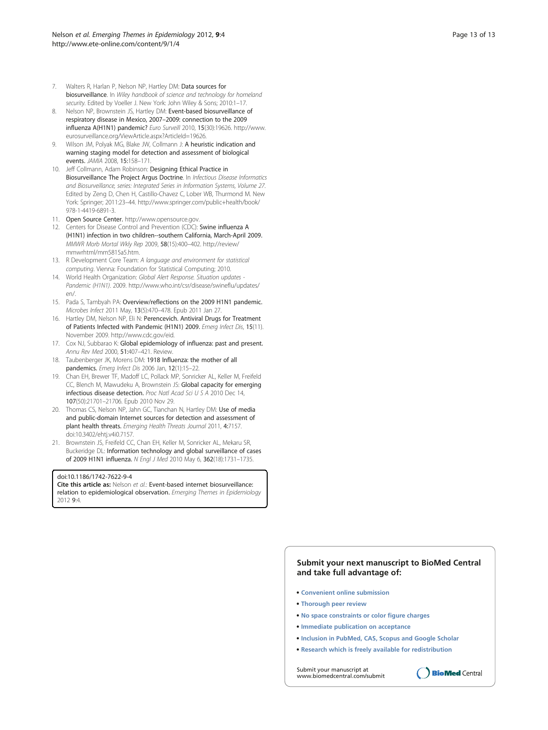7. Walters R, Harlan P, Nelson NP, Hartley DM: **Data sources for biosurveillance**. In *Wiley handbook of science and technology for homeland security*. Edited by Voeller J. New York: John Wiley & Sons; 2010:1–17.
8. Nelson NP, Brownstein JS, Hartley DM: **Event-based biosurveillance of respiratory disease in Mexico, 2007–2009: connection to the 2009 influenza A(H1N1) pandemic?** *Euro Surveill* 2010, **15**(30):19626. http://www.eurosurveillance.org/ViewArticle.aspx?ArticleId=19626.
9. Wilson JM, Polyak MG, Blake JW, Collmann J: **A heuristic indication and warning staging model for detection and assessment of biological events.** *JAMIA* 2008, **15**:158–171.
10. Jeff Collmann, Adam Robinson: **Designing Ethical Practice in Biosurveillance The Project Argus Doctrine**. In *Infectious Disease Informatics and Biosurveillance, series: Integrated Series in Information Systems, Volume 27*. Edited by Zeng D, Chen H, Castillo-Chavez C, Lober WB, Thurmond M. New York: Springer; 2011:23–44. http://www.springer.com/public+health/book/978-1-4419-6891-3.
11. **Open Source Center.** http://www.opensource.gov.
12. Centers for Disease Control and Prevention (CDC): **Swine influenza A (H1N1) infection in two children--southern California, March-April 2009.** *MMWR Morb Mortal Wkly Rep* 2009, **58**(15):400–402. http://review/mmwrhtml/mm5815a5.htm.
13. R Development Core Team: *A language and environment for statistical computing*. Vienna: Foundation for Statistical Computing; 2010.
14. World Health Organization: *Global Alert Response. Situation updates - Pandemic (H1N1)*. 2009. http://www.who.int/csr/disease/swineflu/updates/en/.
15. Pada S, Tambyah PA: **Overview/reflections on the 2009 H1N1 pandemic.** *Microbes Infect* 2011 May, **13**(5):470–478. Epub 2011 Jan 27.
16. Hartley DM, Nelson NP, Eli N: **Perencevich. Antiviral Drugs for Treatment of Patients Infected with Pandemic (H1N1) 2009.** *Emerg Infect Dis*, **15**(11). November 2009. http://www.cdc.gov/eid.
17. Cox NJ, Subbarao K: **Global epidemiology of influenza: past and present.** *Annu Rev Med* 2000, **51**:407–421. Review.
18. Taubenberger JK, Morens DM: **1918 Influenza: the mother of all pandemics.** *Emerg Infect Dis* 2006 Jan, **12**(1):15–22.
19. Chan EH, Brewer TF, Madoff LC, Pollack MP, Sonricker AL, Keller M, Freifeld CC, Blench M, Mawudeku A, Brownstein JS: **Global capacity for emerging infectious disease detection.** *Proc Natl Acad Sci U S A* 2010 Dec 14, **107**(50):21701–21706. Epub 2010 Nov 29.
20. Thomas CS, Nelson NP, Jahn GC, Tianchan N, Hartley DM: **Use of media and public-domain Internet sources for detection and assessment of plant health threats.** *Emerging Health Threats Journal* 2011, **4**:7157. doi:10.3402/ehtj.v4i0.7157.
21. Brownstein JS, Freifeld CC, Chan EH, Keller M, Sonricker AL, Mekaru SR, Buckeridge DL: **Information technology and global surveillance of cases of 2009 H1N1 influenza.** *N Engl J Med* 2010 May 6, **362**(18):1731–1735.

doi:10.1186/1742-7622-9-4
**Cite this article as:** Nelson *et al.*: Event-based internet biosurveillance: relation to epidemiological observation. *Emerging Themes in Epidemiology* 2012 **9**:4.

**Submit your next manuscript to BioMed Central and take full advantage of:**

- **Convenient online submission**
- **Thorough peer review**
- **No space constraints or color figure charges**
- **Immediate publication on acceptance**
- **Inclusion in PubMed, CAS, Scopus and Google Scholar**
- **Research which is freely available for redistribution**

Submit your manuscript at
www.biomedcentral.com/submit

BioMed Central